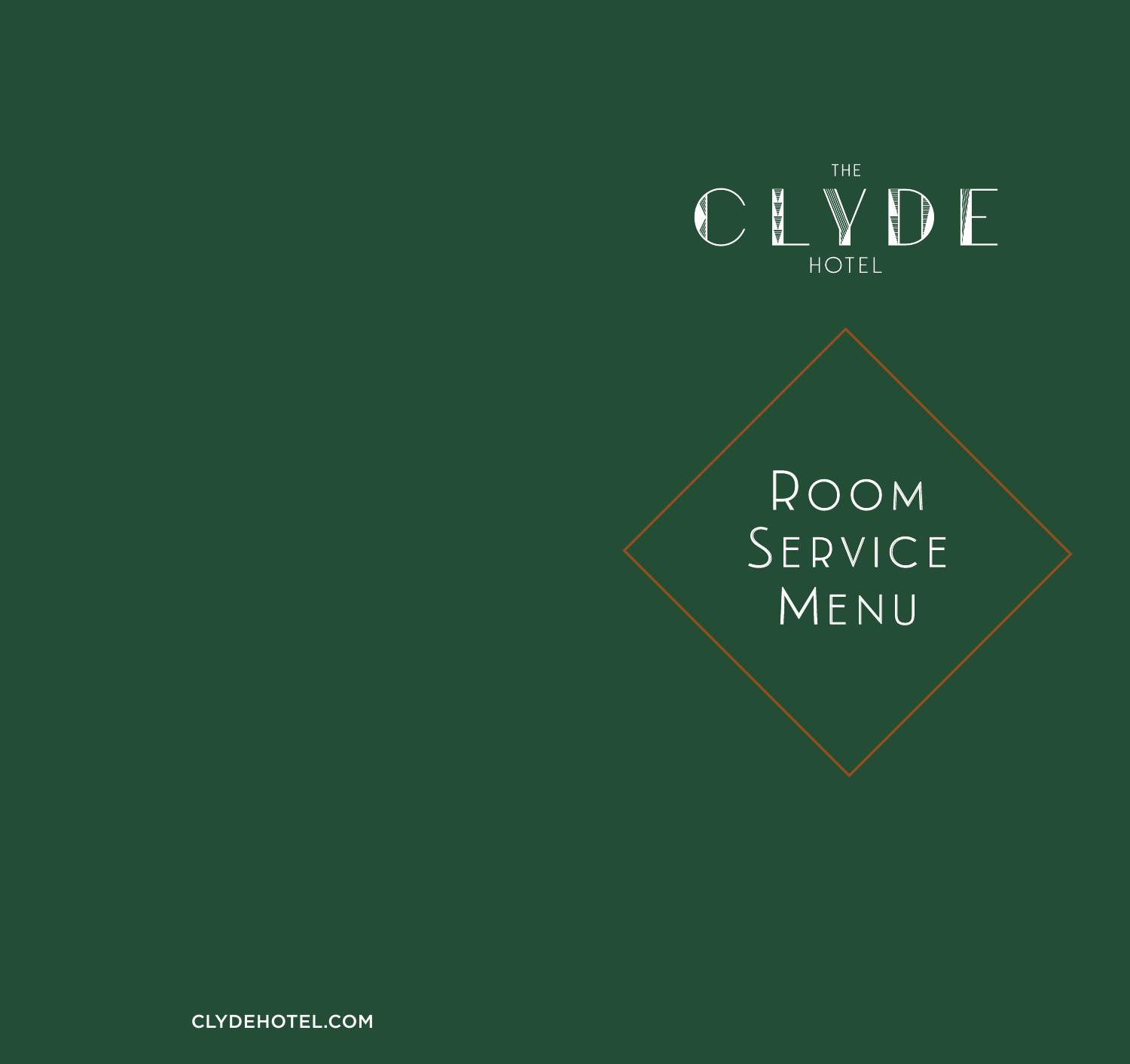THE

# CLYDE

HOTEL

## Room Service Menu

CLYDEHOTEL.COM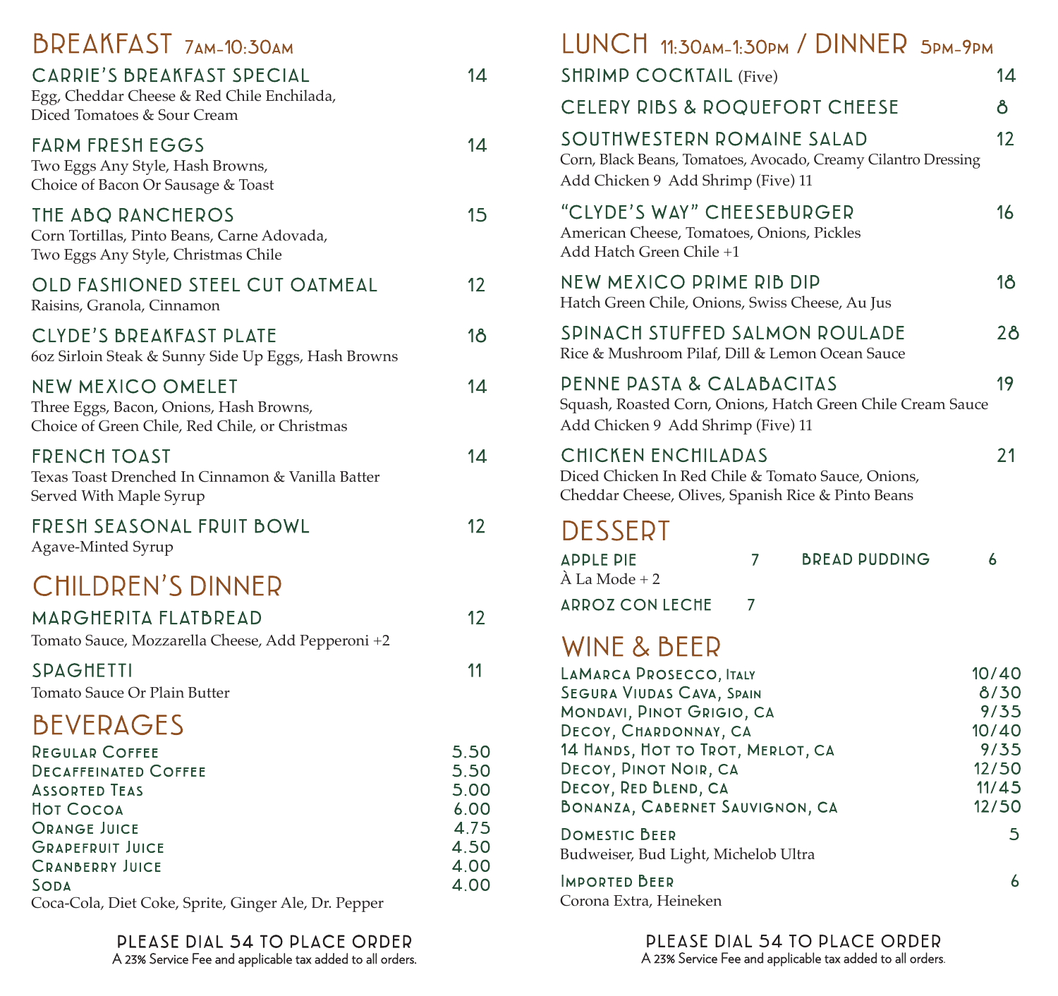# BREAKFAST 7AM–10:30AM

## CARRIE'S BREAKFAST SPECIAL — 14
Egg, Cheddar Cheese & Red Chile Enchilada, Diced Tomatoes & Sour Cream

## FARM FRESH EGGS — 14
Two Eggs Any Style, Hash Browns, Choice of Bacon Or Sausage & Toast

## THE ABQ RANCHEROS — 15
Corn Tortillas, Pinto Beans, Carne Adovada, Two Eggs Any Style, Christmas Chile

## OLD FASHIONED STEEL CUT OATMEAL — 12
Raisins, Granola, Cinnamon

## CLYDE'S BREAKFAST PLATE — 18
6oz Sirloin Steak & Sunny Side Up Eggs, Hash Browns

## NEW MEXICO OMELET — 14
Three Eggs, Bacon, Onions, Hash Browns, Choice of Green Chile, Red Chile, or Christmas

## FRENCH TOAST — 14
Texas Toast Drenched In Cinnamon & Vanilla Batter Served With Maple Syrup

## FRESH SEASONAL FRUIT BOWL — 12
Agave-Minted Syrup

# CHILDREN'S DINNER

## MARGHERITA FLATBREAD — 12
Tomato Sauce, Mozzarella Cheese, Add Pepperoni +2

## SPAGHETTI — 11
Tomato Sauce Or Plain Butter

# BEVERAGES

| | |
|---|---|
| Regular Coffee | 5.50 |
| Decaffeinated Coffee | 5.50 |
| Assorted Teas | 5.00 |
| Hot Cocoa | 6.00 |
| Orange Juice | 4.75 |
| Grapefruit Juice | 4.50 |
| Cranberry Juice | 4.00 |
| Soda | 4.00 |

Coca-Cola, Diet Coke, Sprite, Ginger Ale, Dr. Pepper

**PLEASE DIAL 54 TO PLACE ORDER**
A 23% Service Fee and applicable tax added to all orders.

# LUNCH 11:30AM–1:30PM / DINNER 5PM–9PM

## SHRIMP COCKTAIL (Five) — 14

## CELERY RIBS & ROQUEFORT CHEESE — 8

## SOUTHWESTERN ROMAINE SALAD — 12
Corn, Black Beans, Tomatoes, Avocado, Creamy Cilantro Dressing
Add Chicken 9 Add Shrimp (Five) 11

## "CLYDE'S WAY" CHEESEBURGER — 16
American Cheese, Tomatoes, Onions, Pickles
Add Hatch Green Chile +1

## NEW MEXICO PRIME RIB DIP — 18
Hatch Green Chile, Onions, Swiss Cheese, Au Jus

## SPINACH STUFFED SALMON ROULADE — 28
Rice & Mushroom Pilaf, Dill & Lemon Ocean Sauce

## PENNE PASTA & CALABACITAS — 19
Squash, Roasted Corn, Onions, Hatch Green Chile Cream Sauce
Add Chicken 9 Add Shrimp (Five) 11

## CHICKEN ENCHILADAS — 21
Diced Chicken In Red Chile & Tomato Sauce, Onions, Cheddar Cheese, Olives, Spanish Rice & Pinto Beans

# DESSERT

**APPLE PIE** — 7
À La Mode + 2

**BREAD PUDDING** — 6

**ARROZ CON LECHE** — 7

# WINE & BEER

| | |
|---|---|
| LaMarca Prosecco, Italy | 10/40 |
| Segura Viudas Cava, Spain | 8/30 |
| Mondavi, Pinot Grigio, CA | 9/35 |
| Decoy, Chardonnay, CA | 10/40 |
| 14 Hands, Hot to Trot, Merlot, CA | 9/35 |
| Decoy, Pinot Noir, CA | 12/50 |
| Decoy, Red Blend, CA | 11/45 |
| Bonanza, Cabernet Sauvignon, CA | 12/50 |

**Domestic Beer** — 5
Budweiser, Bud Light, Michelob Ultra

**Imported Beer** — 6
Corona Extra, Heineken

**PLEASE DIAL 54 TO PLACE ORDER**
A 23% Service Fee and applicable tax added to all orders.